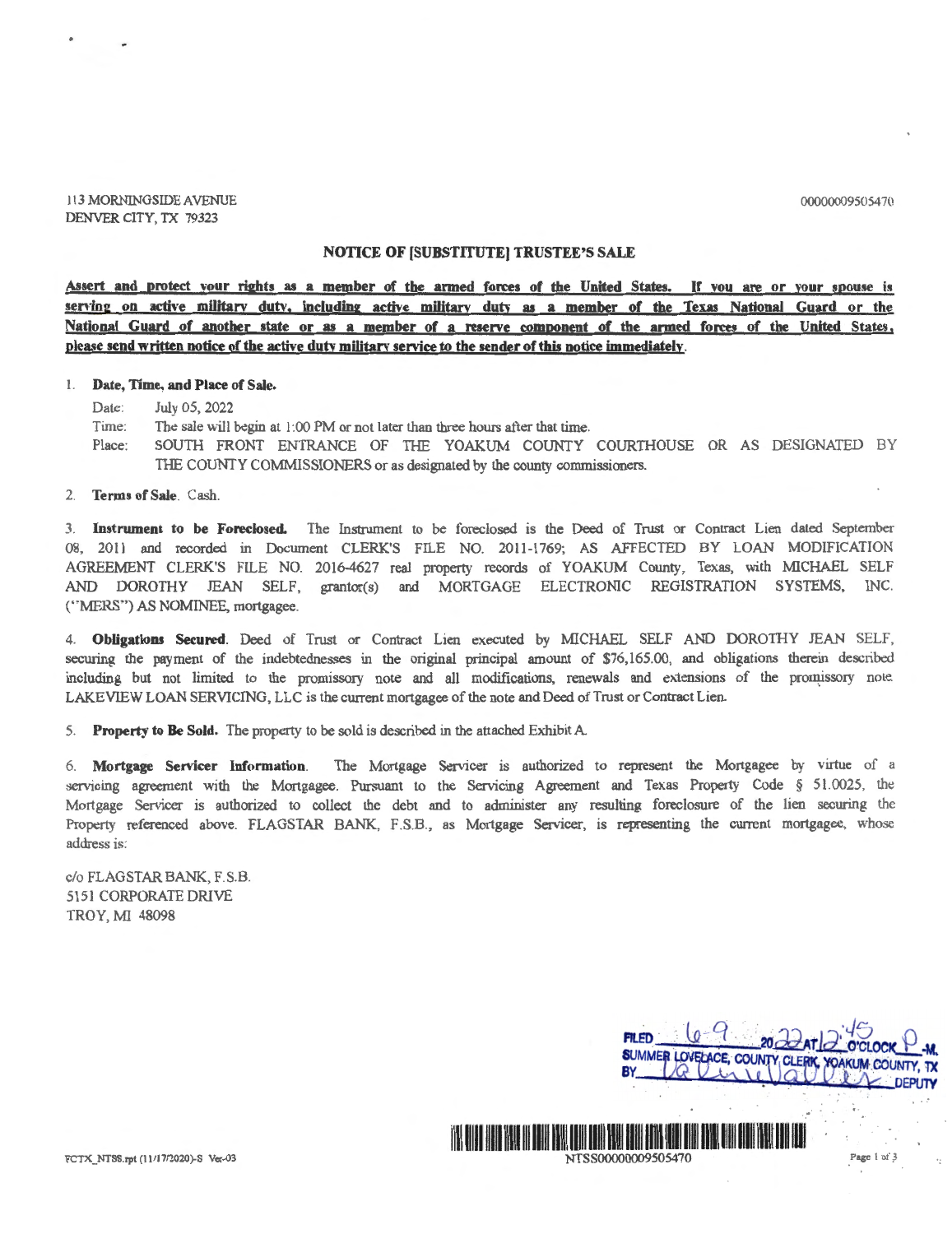113 MORNINGSIDE AVENUE
DENVER CITY, TX 79323

00000009505470

## NOTICE OF [SUBSTITUTE] TRUSTEE'S SALE

**Assert and protect your rights as a member of the armed forces of the United States. If you are or your spouse is serving on active military duty, including active military duty as a member of the Texas National Guard or the National Guard of another state or as a member of a reserve component of the armed forces of the United States, please send written notice of the active duty military service to the sender of this notice immediately.**

1. **Date, Time, and Place of Sale.**

   Date: July 05, 2022

   Time: The sale will begin at 1:00 PM or not later than three hours after that time.

   Place: SOUTH FRONT ENTRANCE OF THE YOAKUM COUNTY COURTHOUSE OR AS DESIGNATED BY THE COUNTY COMMISSIONERS or as designated by the county commissioners.

2. **Terms of Sale**. Cash.

3. **Instrument to be Foreclosed.** The Instrument to be foreclosed is the Deed of Trust or Contract Lien dated September 08, 2011 and recorded in Document CLERK'S FILE NO. 2011-1769; AS AFFECTED BY LOAN MODIFICATION AGREEMENT CLERK'S FILE NO. 2016-4627 real property records of YOAKUM County, Texas, with MICHAEL SELF AND DOROTHY JEAN SELF, grantor(s) and MORTGAGE ELECTRONIC REGISTRATION SYSTEMS, INC. ("MERS") AS NOMINEE, mortgagee.

4. **Obligations Secured.** Deed of Trust or Contract Lien executed by MICHAEL SELF AND DOROTHY JEAN SELF, securing the payment of the indebtednesses in the original principal amount of $76,165.00, and obligations therein described including but not limited to the promissory note and all modifications, renewals and extensions of the promissory note. LAKEVIEW LOAN SERVICING, LLC is the current mortgagee of the note and Deed of Trust or Contract Lien.

5. **Property to Be Sold.** The property to be sold is described in the attached Exhibit A.

6. **Mortgage Servicer Information.** The Mortgage Servicer is authorized to represent the Mortgagee by virtue of a servicing agreement with the Mortgagee. Pursuant to the Servicing Agreement and Texas Property Code § 51.0025, the Mortgage Servicer is authorized to collect the debt and to administer any resulting foreclosure of the lien securing the Property referenced above. FLAGSTAR BANK, F.S.B., as Mortgage Servicer, is representing the current mortgagee, whose address is:

c/o FLAGSTAR BANK, F.S.B.
5151 CORPORATE DRIVE
TROY, MI 48098

FILED 6-9 2022 AT 12:45 O'CLOCK P.M.
SUMMER LOVELACE, COUNTY CLERK, YOAKUM COUNTY, TX
BY ______ DEPUTY

FCTX_NTSS.rpt (11/17/2020)-S Ver-03

NTSS00000009505470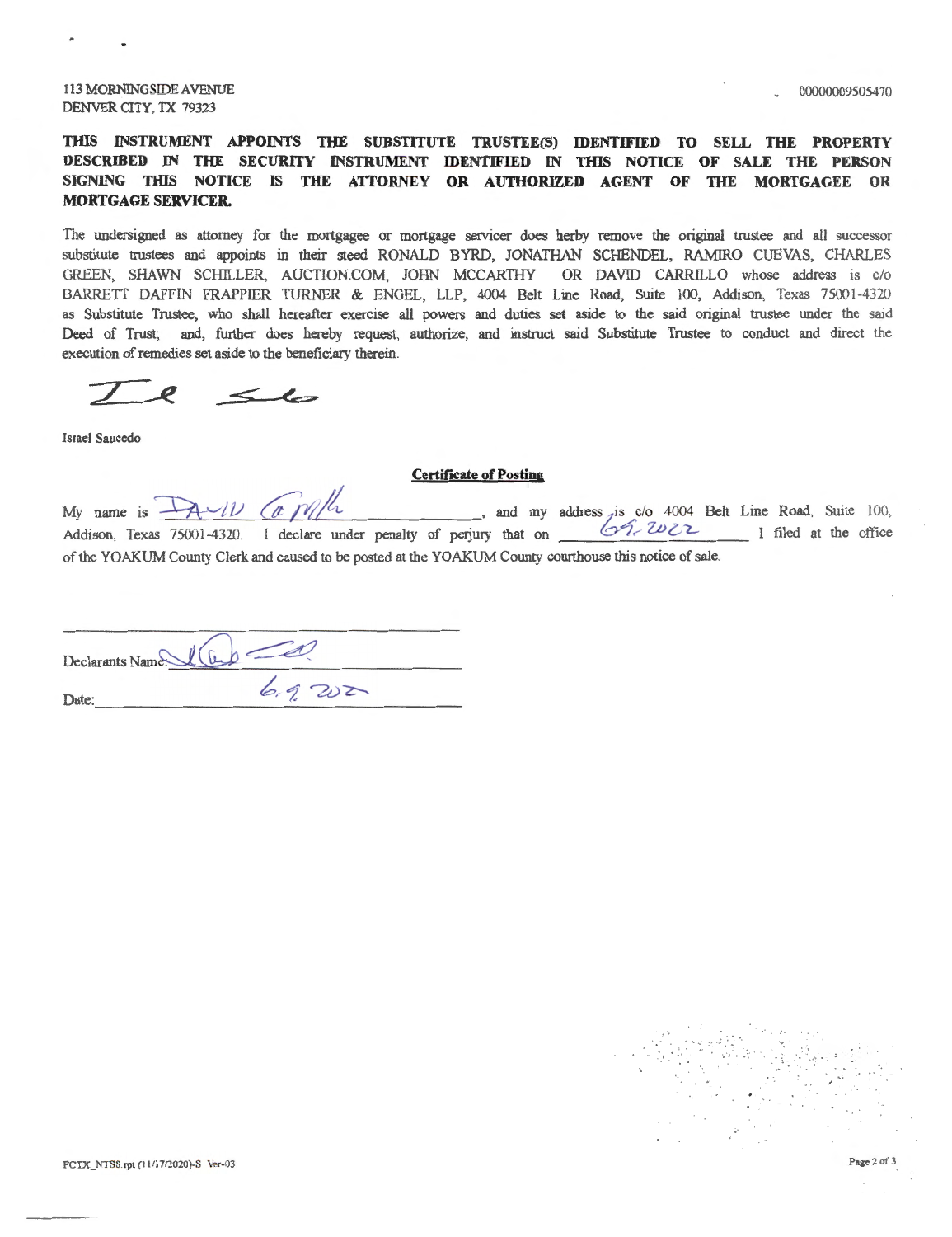113 MORNINGSIDE AVENUE
DENVER CITY, TX 79323

00000009505470

**THIS INSTRUMENT APPOINTS THE SUBSTITUTE TRUSTEE(S) IDENTIFIED TO SELL THE PROPERTY DESCRIBED IN THE SECURITY INSTRUMENT IDENTIFIED IN THIS NOTICE OF SALE THE PERSON SIGNING THIS NOTICE IS THE ATTORNEY OR AUTHORIZED AGENT OF THE MORTGAGEE OR MORTGAGE SERVICER.**

The undersigned as attorney for the mortgagee or mortgage servicer does herby remove the original trustee and all successor substitute trustees and appoints in their steed RONALD BYRD, JONATHAN SCHENDEL, RAMIRO CUEVAS, CHARLES GREEN, SHAWN SCHILLER, AUCTION.COM, JOHN MCCARTHY OR DAVID CARRILLO whose address is c/o BARRETT DAFFIN FRAPPIER TURNER & ENGEL, LLP, 4004 Belt Line Road, Suite 100, Addison, Texas 75001-4320 as Substitute Trustee, who shall hereafter exercise all powers and duties set aside to the said original trustee under the said Deed of Trust; and, further does hereby request, authorize, and instruct said Substitute Trustee to conduct and direct the execution of remedies set aside to the beneficiary therein.

Israel Saucedo

**Certificate of Posting**

My name is David Carrillo, and my address is c/o 4004 Belt Line Road, Suite 100, Addison, Texas 75001-4320. I declare under penalty of perjury that on 6.9.2022 I filed at the office of the YOAKUM County Clerk and caused to be posted at the YOAKUM County courthouse this notice of sale.

Declarants Name: 

Date: 6.9.2022

FCTX_NTSS.rpt (11/17/2020)-S Ver-03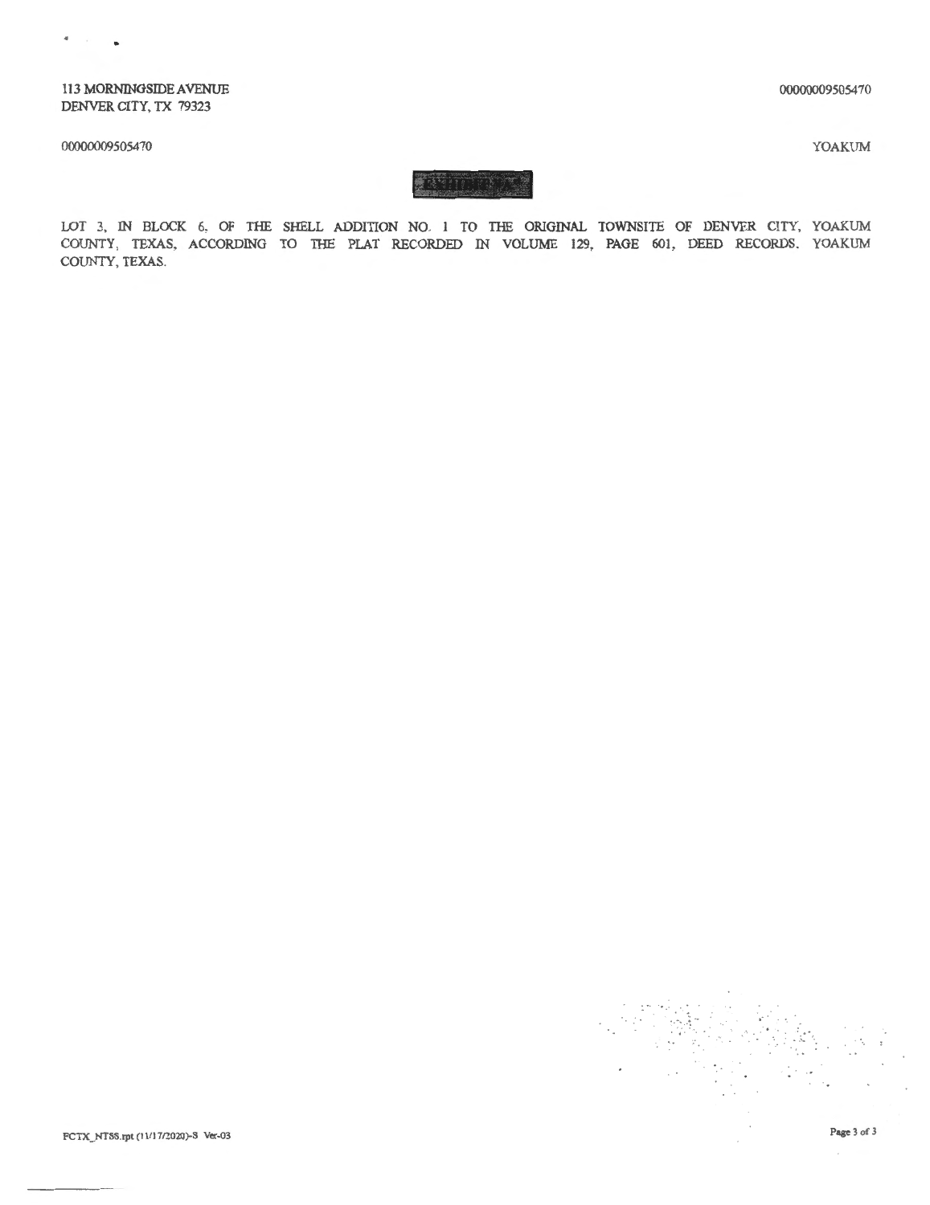113 MORNINGSIDE AVENUE
DENVER CITY, TX 79323

00000009505470

00000009505470

YOAKUM

**EXHIBIT "A"**

LOT 3, IN BLOCK 6, OF THE SHELL ADDITION NO. 1 TO THE ORIGINAL TOWNSITE OF DENVER CITY, YOAKUM COUNTY, TEXAS, ACCORDING TO THE PLAT RECORDED IN VOLUME 129, PAGE 601, DEED RECORDS, YOAKUM COUNTY, TEXAS.

FCTX_NTSS.rpt (11/17/2020)-S Ver-03